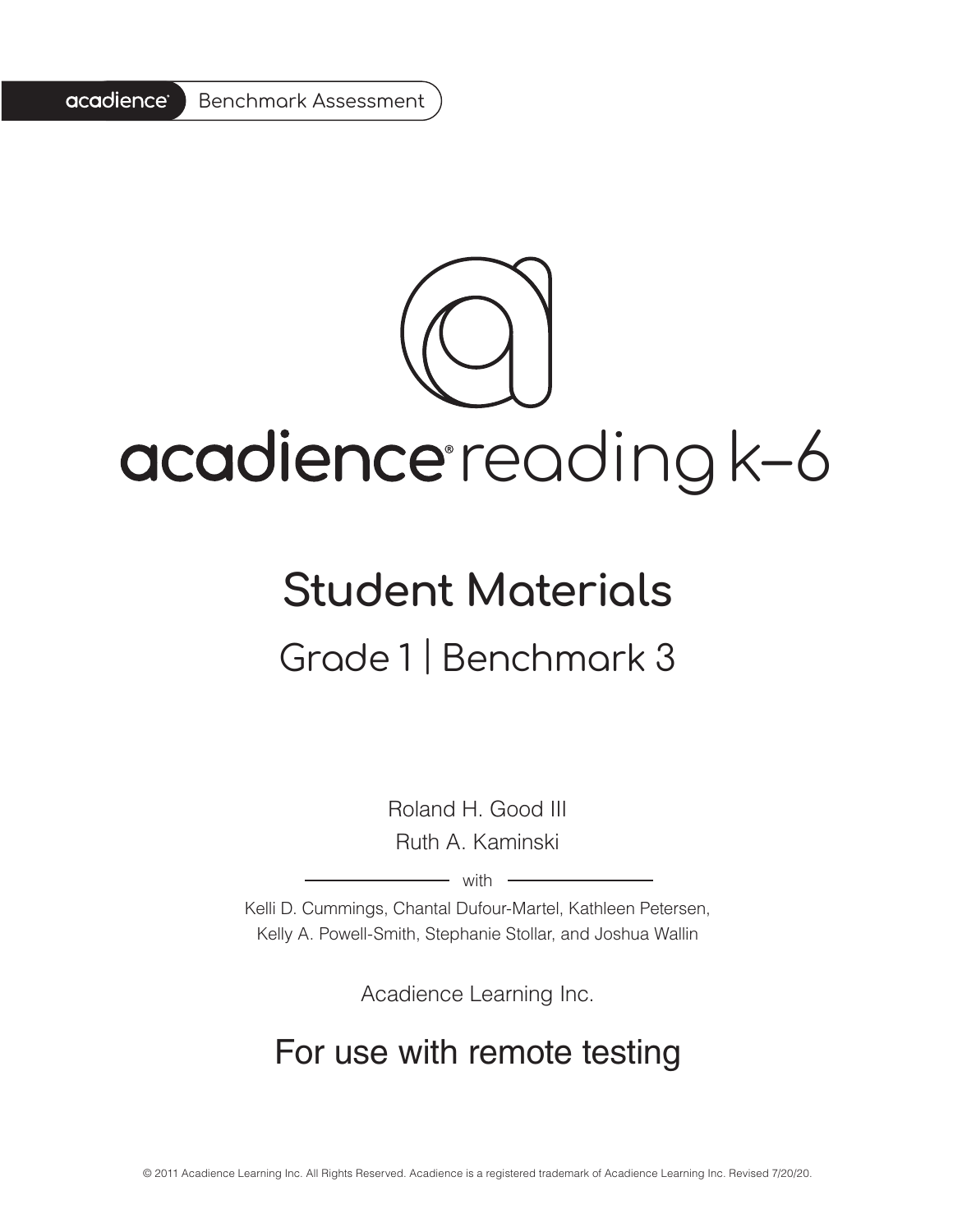acadience® Benchmark Assessment

# acadience® reading k–6

## Student Materials

### Grade 1 | Benchmark 3

Roland H. Good III

Ruth A. Kaminski

with

Kelli D. Cummings, Chantal Dufour-Martel, Kathleen Petersen, Kelly A. Powell-Smith, Stephanie Stollar, and Joshua Wallin

Acadience Learning Inc.

## For use with remote testing

© 2011 Acadience Learning Inc. All Rights Reserved. Acadience is a registered trademark of Acadience Learning Inc. Revised 7/20/20.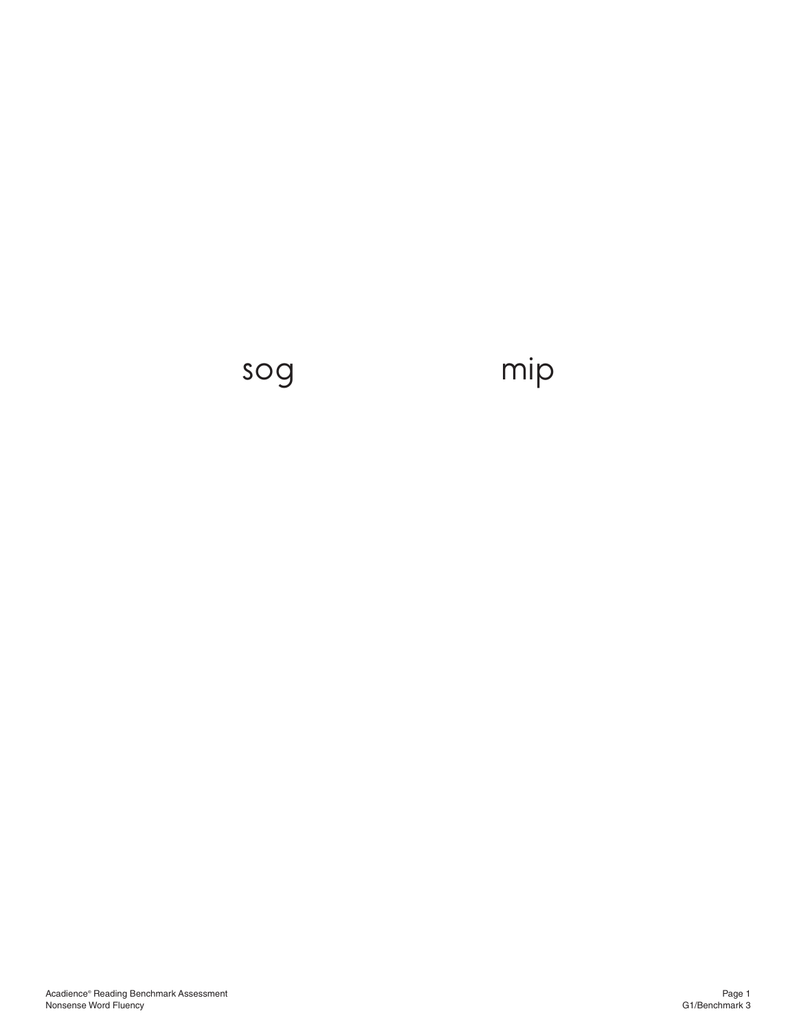sog mip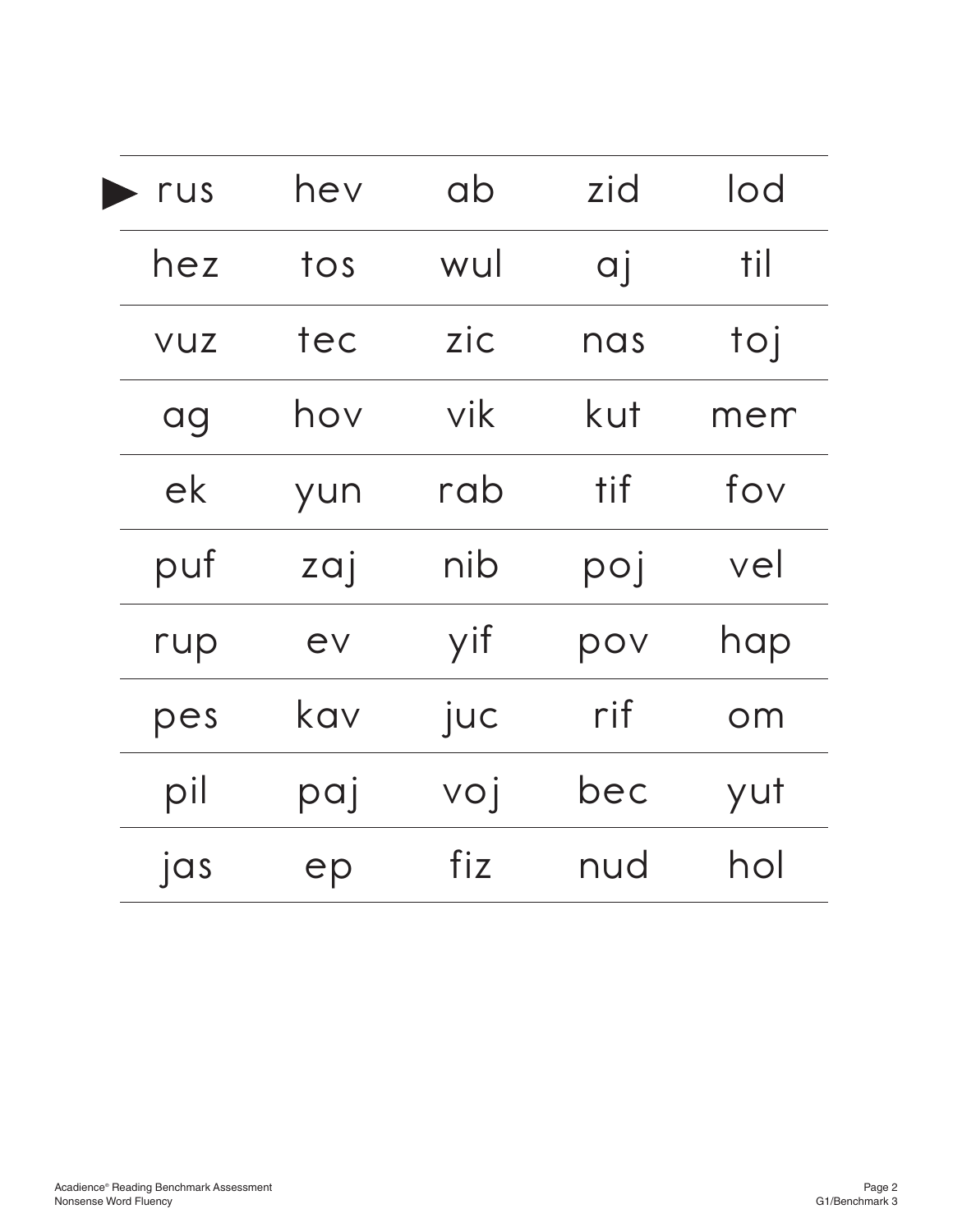| | | | | |
|---|---|---|---|---|
| ► rus | hev | ab | zid | lod |
| hez | tos | wul | aj | til |
| vuz | tec | zic | nas | toj |
| ag | hov | vik | kut | mem |
| ek | yun | rab | tif | fov |
| puf | zaj | nib | poj | vel |
| rup | ev | yif | pov | hap |
| pes | kav | juc | rif | om |
| pil | paj | voj | bec | yut |
| jas | ep | fiz | nud | hol |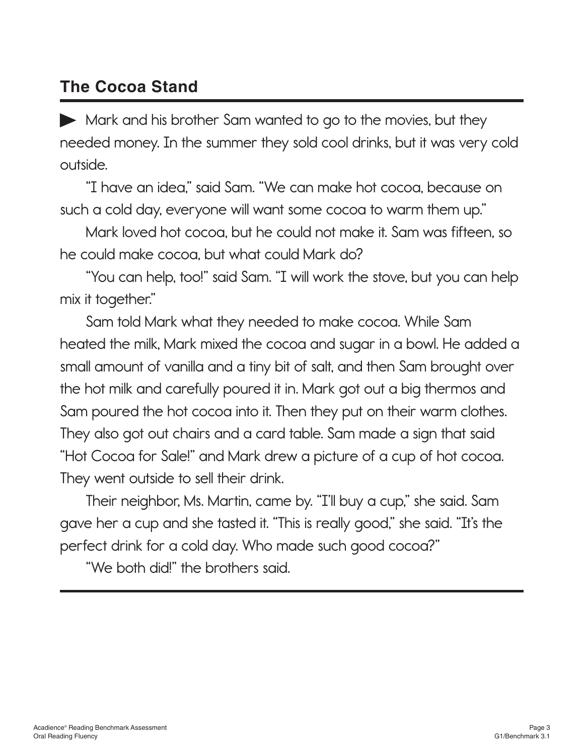## The Cocoa Stand

▶ Mark and his brother Sam wanted to go to the movies, but they needed money. In the summer they sold cool drinks, but it was very cold outside.

"I have an idea," said Sam. "We can make hot cocoa, because on such a cold day, everyone will want some cocoa to warm them up."

Mark loved hot cocoa, but he could not make it. Sam was fifteen, so he could make cocoa, but what could Mark do?

"You can help, too!" said Sam. "I will work the stove, but you can help mix it together."

Sam told Mark what they needed to make cocoa. While Sam heated the milk, Mark mixed the cocoa and sugar in a bowl. He added a small amount of vanilla and a tiny bit of salt, and then Sam brought over the hot milk and carefully poured it in. Mark got out a big thermos and Sam poured the hot cocoa into it. Then they put on their warm clothes. They also got out chairs and a card table. Sam made a sign that said "Hot Cocoa for Sale!" and Mark drew a picture of a cup of hot cocoa. They went outside to sell their drink.

Their neighbor, Ms. Martin, came by. "I'll buy a cup," she said. Sam gave her a cup and she tasted it. "This is really good," she said. "It's the perfect drink for a cold day. Who made such good cocoa?"

"We both did!" the brothers said.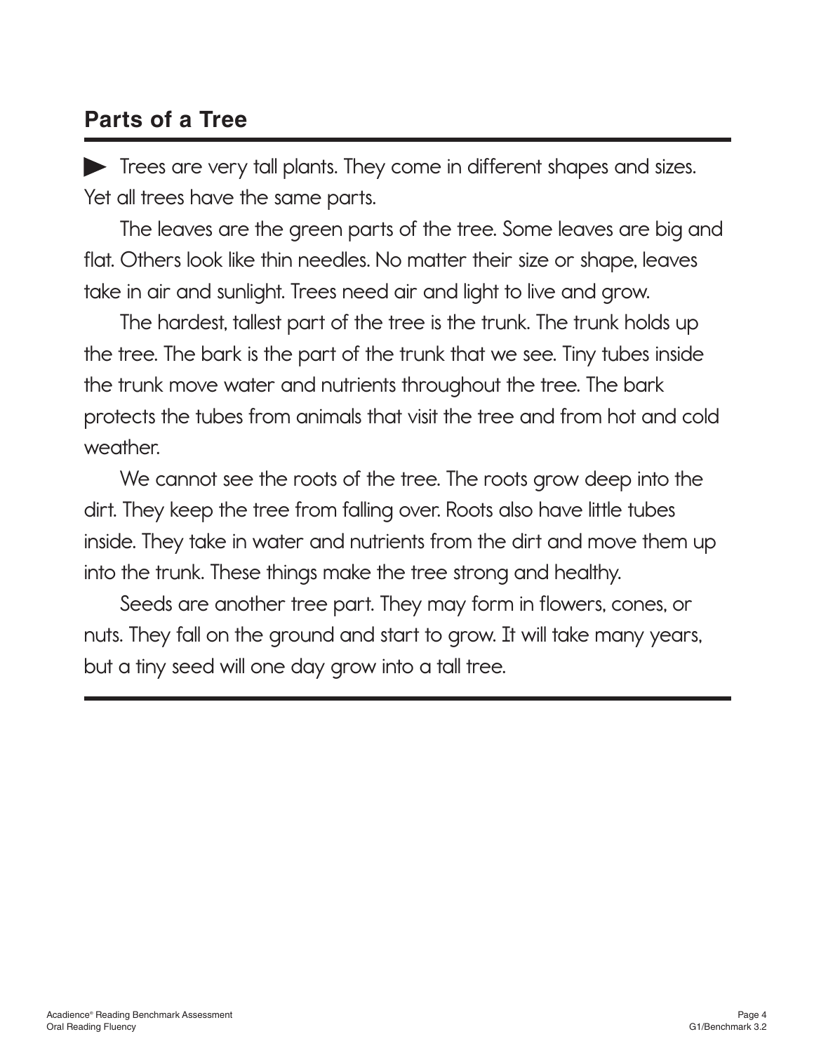## Parts of a Tree

Trees are very tall plants. They come in different shapes and sizes. Yet all trees have the same parts.

The leaves are the green parts of the tree. Some leaves are big and flat. Others look like thin needles. No matter their size or shape, leaves take in air and sunlight. Trees need air and light to live and grow.

The hardest, tallest part of the tree is the trunk. The trunk holds up the tree. The bark is the part of the trunk that we see. Tiny tubes inside the trunk move water and nutrients throughout the tree. The bark protects the tubes from animals that visit the tree and from hot and cold weather.

We cannot see the roots of the tree. The roots grow deep into the dirt. They keep the tree from falling over. Roots also have little tubes inside. They take in water and nutrients from the dirt and move them up into the trunk. These things make the tree strong and healthy.

Seeds are another tree part. They may form in flowers, cones, or nuts. They fall on the ground and start to grow. It will take many years, but a tiny seed will one day grow into a tall tree.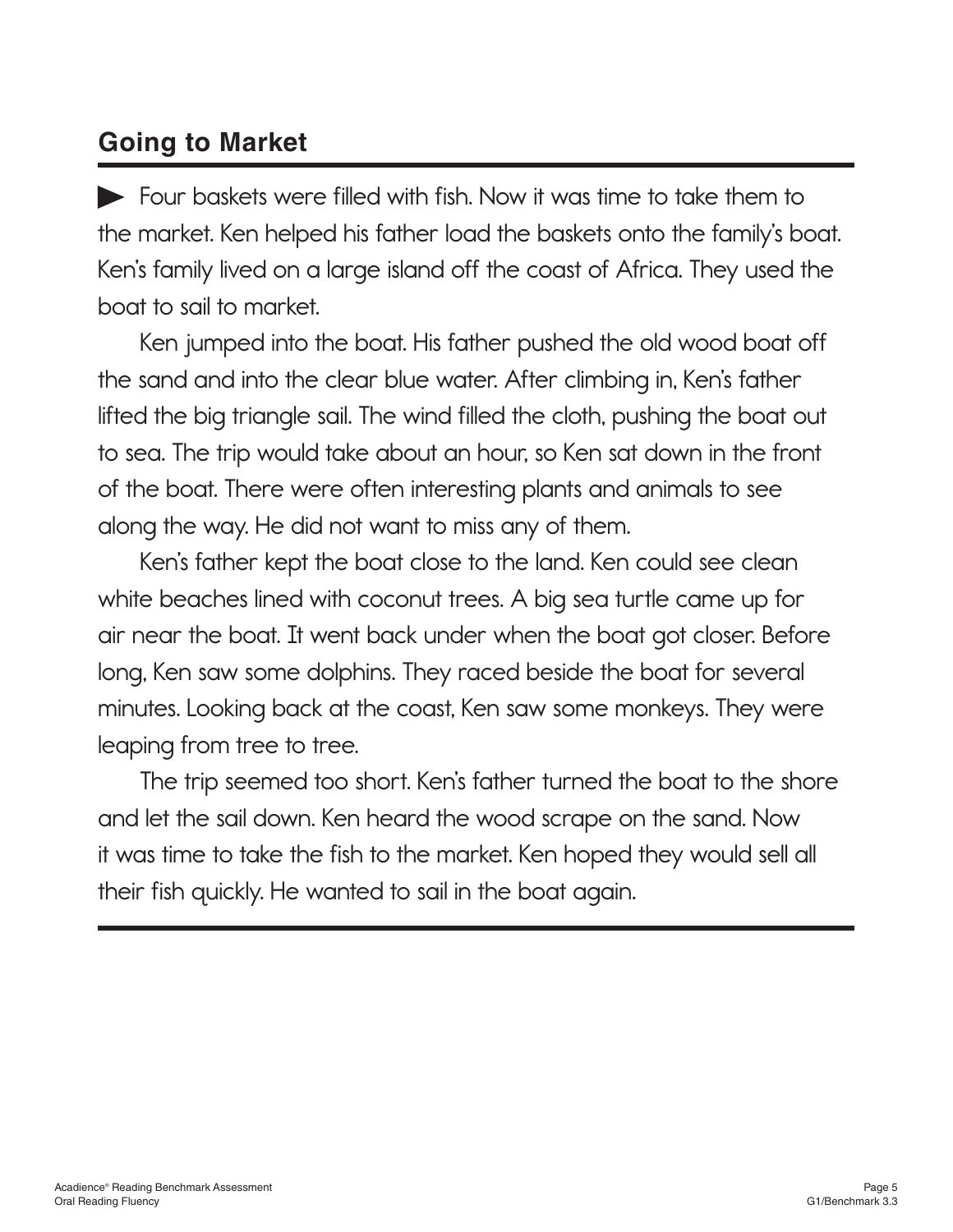## Going to Market

Four baskets were filled with fish. Now it was time to take them to the market. Ken helped his father load the baskets onto the family's boat. Ken's family lived on a large island off the coast of Africa. They used the boat to sail to market.

Ken jumped into the boat. His father pushed the old wood boat off the sand and into the clear blue water. After climbing in, Ken's father lifted the big triangle sail. The wind filled the cloth, pushing the boat out to sea. The trip would take about an hour, so Ken sat down in the front of the boat. There were often interesting plants and animals to see along the way. He did not want to miss any of them.

Ken's father kept the boat close to the land. Ken could see clean white beaches lined with coconut trees. A big sea turtle came up for air near the boat. It went back under when the boat got closer. Before long, Ken saw some dolphins. They raced beside the boat for several minutes. Looking back at the coast, Ken saw some monkeys. They were leaping from tree to tree.

The trip seemed too short. Ken's father turned the boat to the shore and let the sail down. Ken heard the wood scrape on the sand. Now it was time to take the fish to the market. Ken hoped they would sell all their fish quickly. He wanted to sail in the boat again.